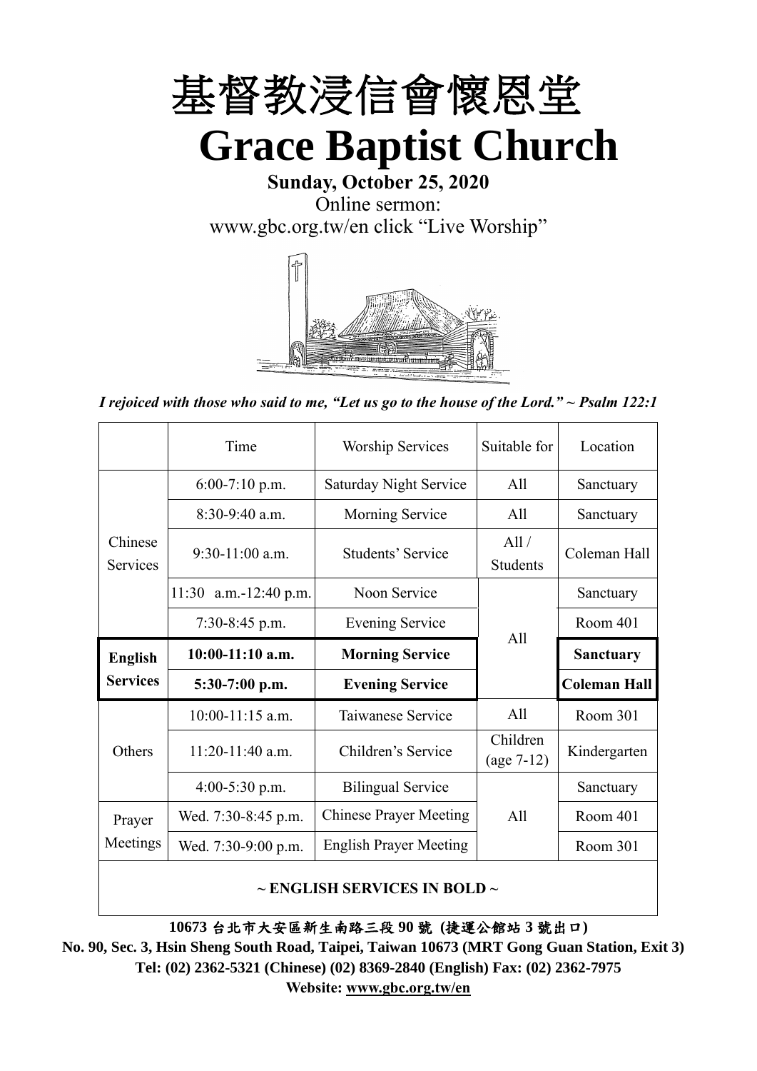# 基督教浸信會懷恩堂

# Grace Baptist Church

**Sunday, October 25, 2020**

Online sermon:

www.gbc.org.tw/en click "Live Worship"

*I rejoiced with those who said to me, "Let us go to the house of the Lord." ~ Psalm 122:1*

| | Time | Worship Services | Suitable for | Location |
|---|---|---|---|---|
| Chinese Services | 6:00-7:10 p.m. | Saturday Night Service | All | Sanctuary |
| | 8:30-9:40 a.m. | Morning Service | All | Sanctuary |
| | 9:30-11:00 a.m. | Students' Service | All / Students | Coleman Hall |
| | 11:30 a.m.-12:40 p.m. | Noon Service | All | Sanctuary |
| | 7:30-8:45 p.m. | Evening Service | | Room 401 |
| **English Services** | **10:00-11:10 a.m.** | **Morning Service** | | **Sanctuary** |
| | **5:30-7:00 p.m.** | **Evening Service** | | **Coleman Hall** |
| Others | 10:00-11:15 a.m. | Taiwanese Service | All | Room 301 |
| | 11:20-11:40 a.m. | Children's Service | Children (age 7-12) | Kindergarten |
| | 4:00-5:30 p.m. | Bilingual Service | All | Sanctuary |
| Prayer Meetings | Wed. 7:30-8:45 p.m. | Chinese Prayer Meeting | | Room 401 |
| | Wed. 7:30-9:00 p.m. | English Prayer Meeting | | Room 301 |

**~ ENGLISH SERVICES IN BOLD ~**

**10673 台北市大安區新生南路三段 90 號 (捷運公館站 3 號出口)**

**No. 90, Sec. 3, Hsin Sheng South Road, Taipei, Taiwan 10673 (MRT Gong Guan Station, Exit 3)**

**Tel: (02) 2362-5321 (Chinese) (02) 8369-2840 (English) Fax: (02) 2362-7975**

**Website: www.gbc.org.tw/en**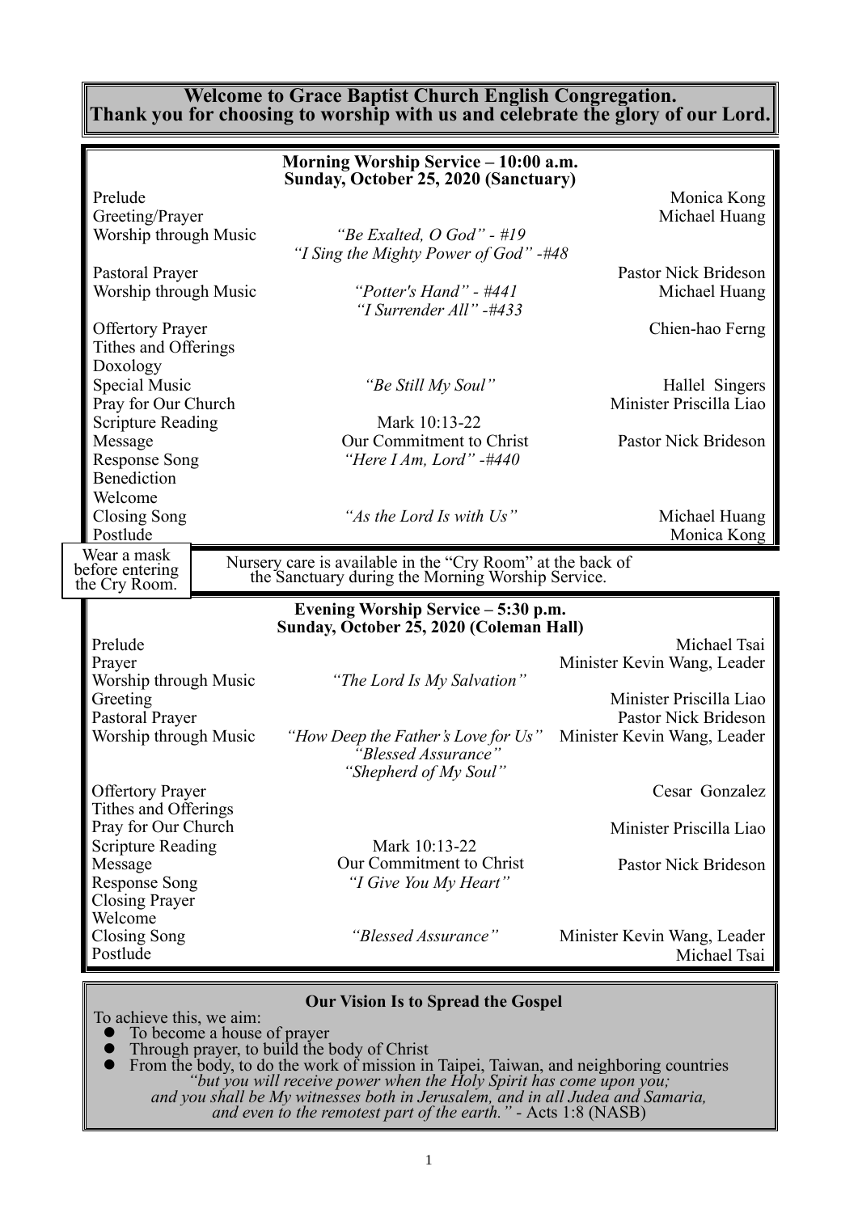**Welcome to Grace Baptist Church English Congregation.**
**Thank you for choosing to worship with us and celebrate the glory of our Lord.**

## Morning Worship Service – 10:00 a.m.
### Sunday, October 25, 2020 (Sanctuary)

| | | |
|---|---|---|
| Prelude | | Monica Kong |
| Greeting/Prayer | | Michael Huang |
| Worship through Music | *"Be Exalted, O God" - #19*<br>*"I Sing the Mighty Power of God" -#48* | |
| Pastoral Prayer | | Pastor Nick Brideson |
| Worship through Music | *"Potter's Hand" - #441*<br>*"I Surrender All" -#433* | Michael Huang |
| Offertory Prayer | | Chien-hao Ferng |
| Tithes and Offerings | | |
| Doxology | | |
| Special Music | *"Be Still My Soul"* | Hallel Singers |
| Pray for Our Church | | Minister Priscilla Liao |
| Scripture Reading | Mark 10:13-22 | |
| Message | Our Commitment to Christ | Pastor Nick Brideson |
| Response Song | *"Here I Am, Lord" -#440* | |
| Benediction | | |
| Welcome | | |
| Closing Song | *"As the Lord Is with Us"* | Michael Huang |
| Postlude | | Monica Kong |

Wear a mask before entering the Cry Room.

Nursery care is available in the "Cry Room" at the back of the Sanctuary during the Morning Worship Service.

## Evening Worship Service – 5:30 p.m.
### Sunday, October 25, 2020 (Coleman Hall)

| | | |
|---|---|---|
| Prelude | | Michael Tsai |
| Prayer | | Minister Kevin Wang, Leader |
| Worship through Music | *"The Lord Is My Salvation"* | |
| Greeting | | Minister Priscilla Liao |
| Pastoral Prayer | | Pastor Nick Brideson |
| Worship through Music | *"How Deep the Father's Love for Us"*<br>*"Blessed Assurance"*<br>*"Shepherd of My Soul"* | Minister Kevin Wang, Leader |
| Offertory Prayer | | Cesar Gonzalez |
| Tithes and Offerings | | |
| Pray for Our Church | | Minister Priscilla Liao |
| Scripture Reading | Mark 10:13-22 | |
| Message | Our Commitment to Christ | Pastor Nick Brideson |
| Response Song | *"I Give You My Heart"* | |
| Closing Prayer | | |
| Welcome | | |
| Closing Song | *"Blessed Assurance"* | Minister Kevin Wang, Leader |
| Postlude | | Michael Tsai |

### Our Vision Is to Spread the Gospel

To achieve this, we aim:

- To become a house of prayer
- Through prayer, to build the body of Christ
- From the body, to do the work of mission in Taipei, Taiwan, and neighboring countries

*"but you will receive power when the Holy Spirit has come upon you; and you shall be My witnesses both in Jerusalem, and in all Judea and Samaria, and even to the remotest part of the earth."* - Acts 1:8 (NASB)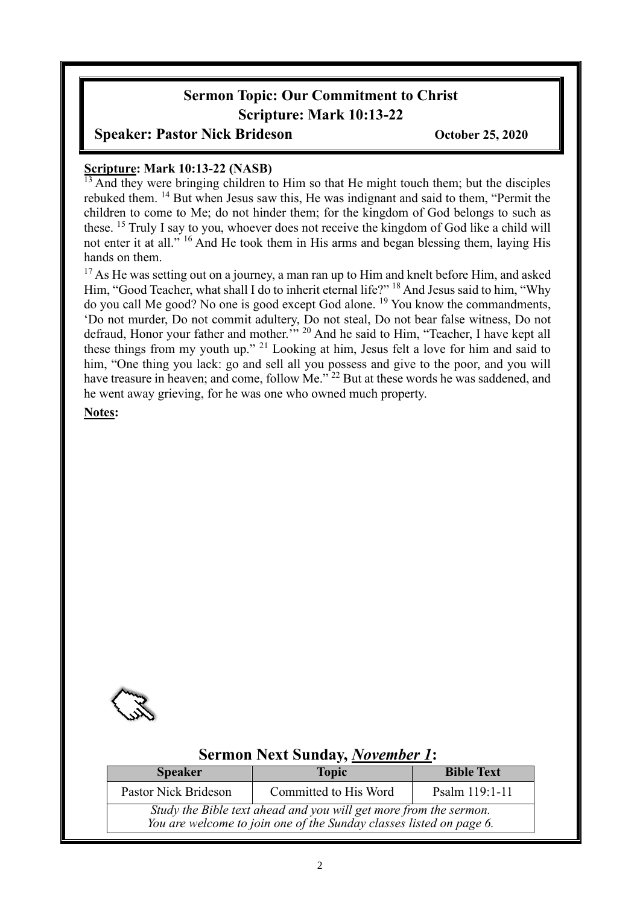# Sermon Topic: Our Commitment to Christ
## Scripture: Mark 10:13-22

**Speaker: Pastor Nick Brideson** **October 25, 2020**

**Scripture: Mark 10:13-22 (NASB)**

[13] And they were bringing children to Him so that He might touch them; but the disciples rebuked them. [14] But when Jesus saw this, He was indignant and said to them, "Permit the children to come to Me; do not hinder them; for the kingdom of God belongs to such as these. [15] Truly I say to you, whoever does not receive the kingdom of God like a child will not enter it at all." [16] And He took them in His arms and began blessing them, laying His hands on them.

[17] As He was setting out on a journey, a man ran up to Him and knelt before Him, and asked Him, "Good Teacher, what shall I do to inherit eternal life?" [18] And Jesus said to him, "Why do you call Me good? No one is good except God alone. [19] You know the commandments, 'Do not murder, Do not commit adultery, Do not steal, Do not bear false witness, Do not defraud, Honor your father and mother.'" [20] And he said to Him, "Teacher, I have kept all these things from my youth up." [21] Looking at him, Jesus felt a love for him and said to him, "One thing you lack: go and sell all you possess and give to the poor, and you will have treasure in heaven; and come, follow Me." [22] But at these words he was saddened, and he went away grieving, for he was one who owned much property.

**Notes:**

## Sermon Next Sunday, *November 1*:

| Speaker | Topic | Bible Text |
|---|---|---|
| Pastor Nick Brideson | Committed to His Word | Psalm 119:1-11 |
| *Study the Bible text ahead and you will get more from the sermon. You are welcome to join one of the Sunday classes listed on page 6.* | | |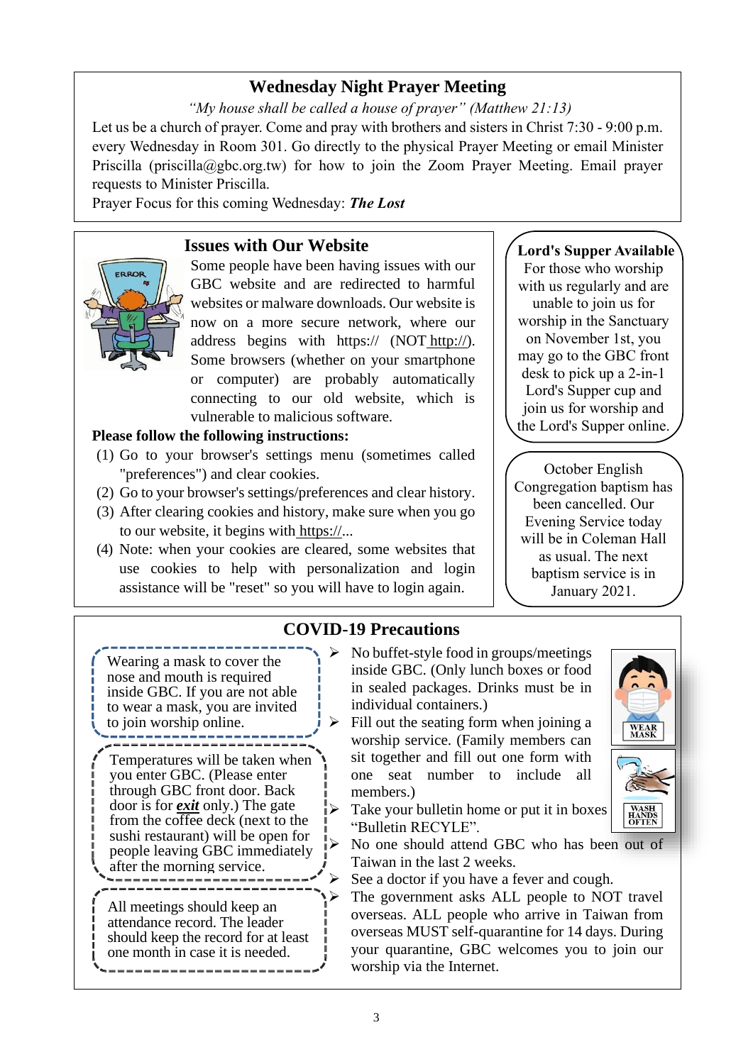## Wednesday Night Prayer Meeting

*"My house shall be called a house of prayer" (Matthew 21:13)*

Let us be a church of prayer. Come and pray with brothers and sisters in Christ 7:30 - 9:00 p.m. every Wednesday in Room 301. Go directly to the physical Prayer Meeting or email Minister Priscilla (priscilla@gbc.org.tw) for how to join the Zoom Prayer Meeting. Email prayer requests to Minister Priscilla.

Prayer Focus for this coming Wednesday: ***The Lost***

## Issues with Our Website

Some people have been having issues with our GBC website and are redirected to harmful websites or malware downloads. Our website is now on a more secure network, where our address begins with https:// (NOT http://). Some browsers (whether on your smartphone or computer) are probably automatically connecting to our old website, which is vulnerable to malicious software.

**Please follow the following instructions:**

(1) Go to your browser's settings menu (sometimes called "preferences") and clear cookies.
(2) Go to your browser's settings/preferences and clear history.
(3) After clearing cookies and history, make sure when you go to our website, it begins with https://...
(4) Note: when your cookies are cleared, some websites that use cookies to help with personalization and login assistance will be "reset" so you will have to login again.

**Lord's Supper Available**

For those who worship with us regularly and are unable to join us for worship in the Sanctuary on November 1st, you may go to the GBC front desk to pick up a 2-in-1 Lord's Supper cup and join us for worship and the Lord's Supper online.

October English Congregation baptism has been cancelled. Our Evening Service today will be in Coleman Hall as usual. The next baptism service is in January 2021.

## COVID-19 Precautions

Wearing a mask to cover the nose and mouth is required inside GBC. If you are not able to wear a mask, you are invited to join worship online.

Temperatures will be taken when you enter GBC. (Please enter through GBC front door. Back door is for ***exit*** only.) The gate from the coffee deck (next to the sushi restaurant) will be open for people leaving GBC immediately after the morning service.

All meetings should keep an attendance record. The leader should keep the record for at least one month in case it is needed.

- No buffet-style food in groups/meetings inside GBC. (Only lunch boxes or food in sealed packages. Drinks must be in individual containers.)
- Fill out the seating form when joining a worship service. (Family members can sit together and fill out one form with one seat number to include all members.)
- Take your bulletin home or put it in boxes "Bulletin RECYLE".
- No one should attend GBC who has been out of Taiwan in the last 2 weeks.
- See a doctor if you have a fever and cough.
- The government asks ALL people to NOT travel overseas. ALL people who arrive in Taiwan from overseas MUST self-quarantine for 14 days. During your quarantine, GBC welcomes you to join our worship via the Internet.

WEAR MASK

WASH HANDS OFTEN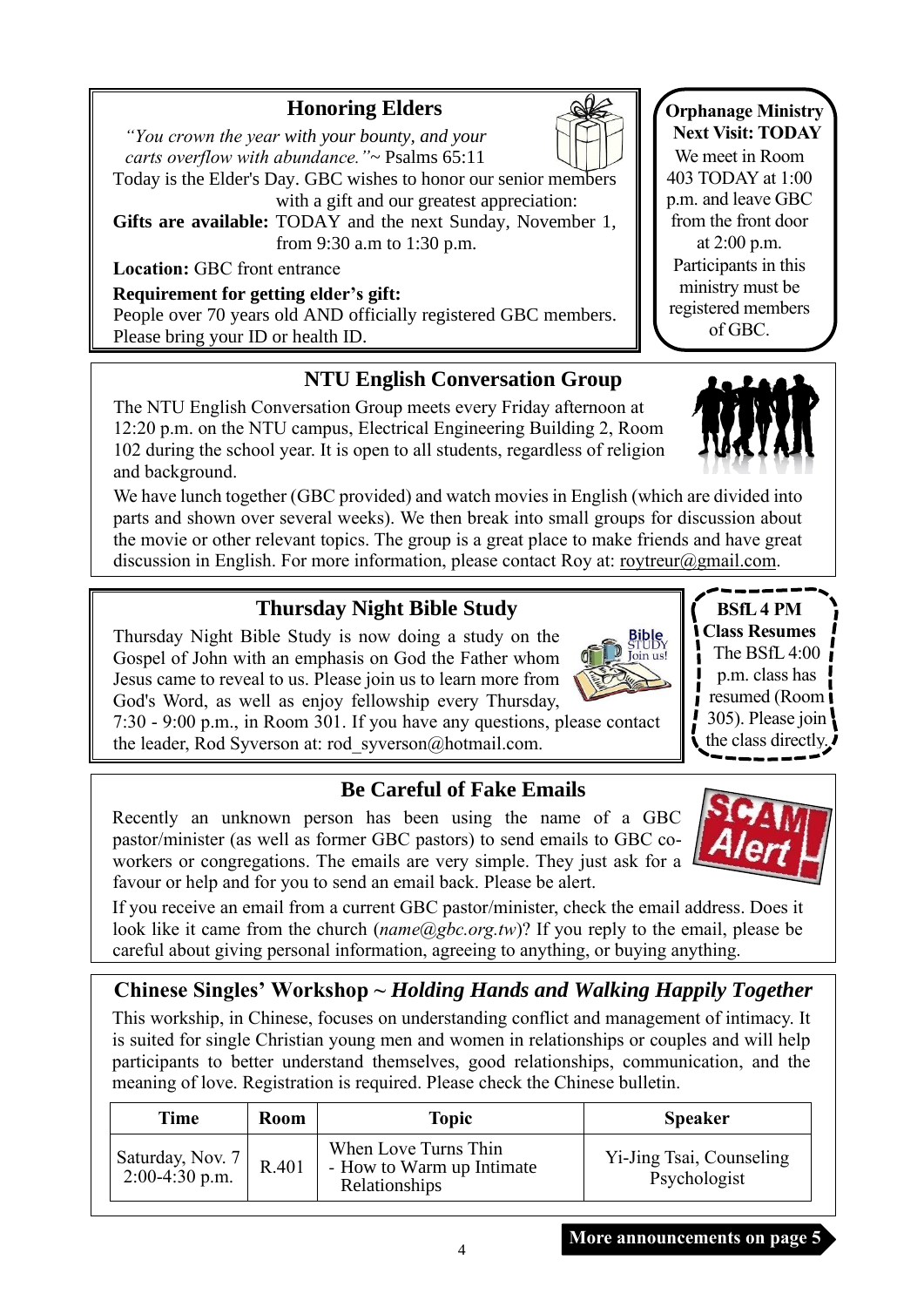## Honoring Elders

*"You crown the year with your bounty, and your carts overflow with abundance."*~ Psalms 65:11

Today is the Elder's Day. GBC wishes to honor our senior members with a gift and our greatest appreciation:

**Gifts are available:** TODAY and the next Sunday, November 1, from 9:30 a.m to 1:30 p.m.

**Location:** GBC front entrance

**Requirement for getting elder's gift:**

People over 70 years old AND officially registered GBC members. Please bring your ID or health ID.

## Orphanage Ministry Next Visit: TODAY

We meet in Room 403 TODAY at 1:00 p.m. and leave GBC from the front door at 2:00 p.m. Participants in this ministry must be registered members of GBC.

## NTU English Conversation Group

The NTU English Conversation Group meets every Friday afternoon at 12:20 p.m. on the NTU campus, Electrical Engineering Building 2, Room 102 during the school year. It is open to all students, regardless of religion and background.

We have lunch together (GBC provided) and watch movies in English (which are divided into parts and shown over several weeks). We then break into small groups for discussion about the movie or other relevant topics. The group is a great place to make friends and have great discussion in English. For more information, please contact Roy at: roytreur@gmail.com.

## Thursday Night Bible Study

Thursday Night Bible Study is now doing a study on the Gospel of John with an emphasis on God the Father whom Jesus came to reveal to us. Please join us to learn more from God's Word, as well as enjoy fellowship every Thursday, 7:30 - 9:00 p.m., in Room 301. If you have any questions, please contact the leader, Rod Syverson at: rod_syverson@hotmail.com.

## BSfL 4 PM Class Resumes

The BSfL 4:00 p.m. class has resumed (Room 305). Please join the class directly.

## Be Careful of Fake Emails

Recently an unknown person has been using the name of a GBC pastor/minister (as well as former GBC pastors) to send emails to GBC co-workers or congregations. The emails are very simple. They just ask for a favour or help and for you to send an email back. Please be alert.

If you receive an email from a current GBC pastor/minister, check the email address. Does it look like it came from the church (*name@gbc.org.tw*)? If you reply to the email, please be careful about giving personal information, agreeing to anything, or buying anything.

## Chinese Singles' Workshop ~ *Holding Hands and Walking Happily Together*

This workship, in Chinese, focuses on understanding conflict and management of intimacy. It is suited for single Christian young men and women in relationships or couples and will help participants to better understand themselves, good relationships, communication, and the meaning of love. Registration is required. Please check the Chinese bulletin.

| Time | Room | Topic | Speaker |
|---|---|---|---|
| Saturday, Nov. 7 2:00-4:30 p.m. | R.401 | When Love Turns Thin - How to Warm up Intimate Relationships | Yi-Jing Tsai, Counseling Psychologist |

**More announcements on page 5**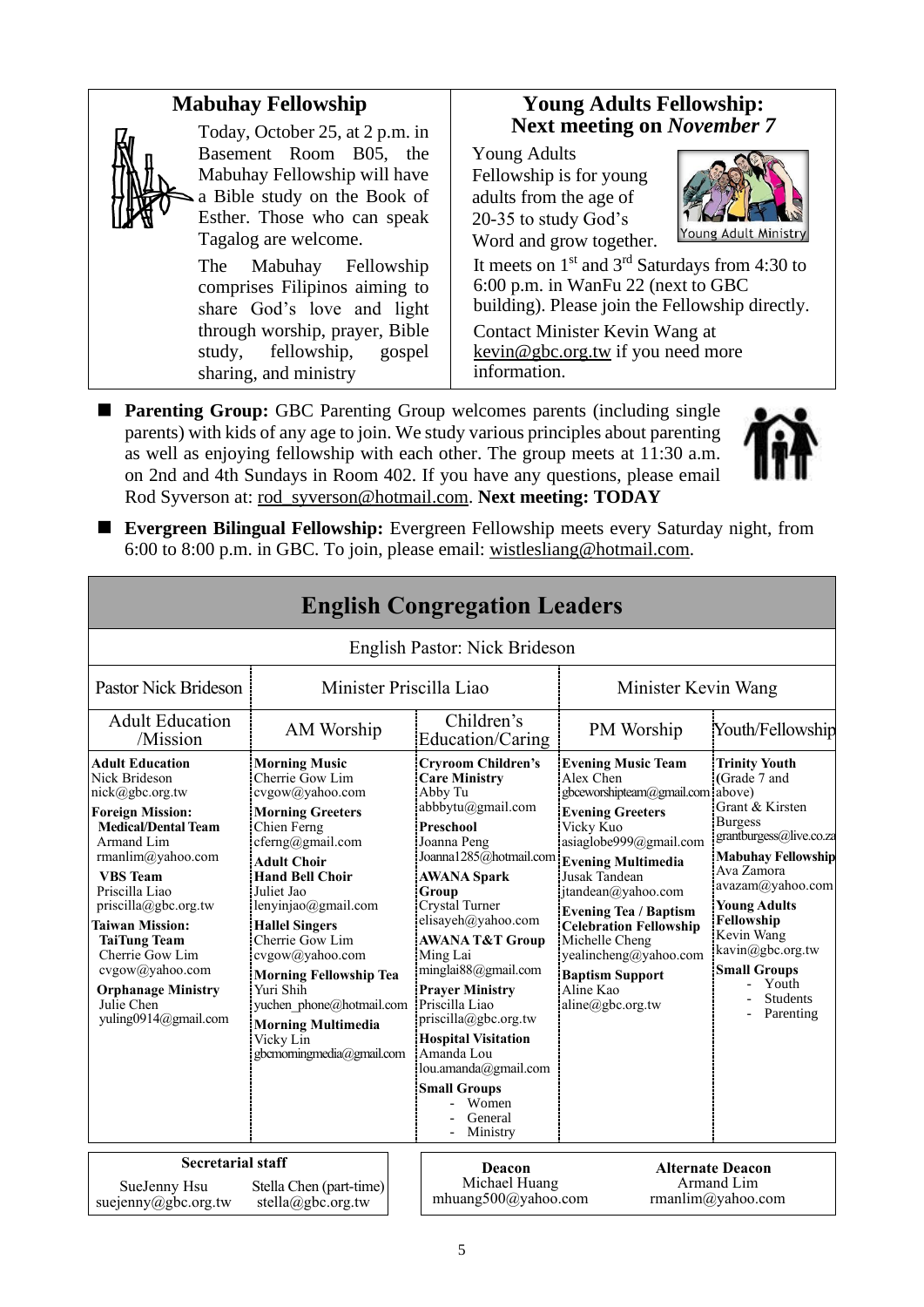## Mabuhay Fellowship

Today, October 25, at 2 p.m. in Basement Room B05, the Mabuhay Fellowship will have a Bible study on the Book of Esther. Those who can speak Tagalog are welcome.

The Mabuhay Fellowship comprises Filipinos aiming to share God's love and light through worship, prayer, Bible study, fellowship, gospel sharing, and ministry

## Young Adults Fellowship: Next meeting on *November 7*

Young Adults Fellowship is for young adults from the age of 20-35 to study God's Word and grow together.

It meets on 1st and 3rd Saturdays from 4:30 to 6:00 p.m. in WanFu 22 (next to GBC building). Please join the Fellowship directly.

Contact Minister Kevin Wang at kevin@gbc.org.tw if you need more information.

- **Parenting Group:** GBC Parenting Group welcomes parents (including single parents) with kids of any age to join. We study various principles about parenting as well as enjoying fellowship with each other. The group meets at 11:30 a.m. on 2nd and 4th Sundays in Room 402. If you have any questions, please email Rod Syverson at: rod_syverson@hotmail.com. **Next meeting: TODAY**
- **Evergreen Bilingual Fellowship:** Evergreen Fellowship meets every Saturday night, from 6:00 to 8:00 p.m. in GBC. To join, please email: wistlesliang@hotmail.com.

## English Congregation Leaders

English Pastor: Nick Brideson

| Pastor Nick Brideson | Minister Priscilla Liao | | Minister Kevin Wang | |
|---|---|---|---|---|
| Adult Education /Mission | AM Worship | Children's Education/Caring | PM Worship | Youth/Fellowship |
| **Adult Education** Nick Brideson nick@gbc.org.tw<br>**Foreign Mission:**<br>**Medical/Dental Team** Armand Lim rmanlim@yahoo.com<br>**VBS Team** Priscilla Liao priscilla@gbc.org.tw<br>**Taiwan Mission:**<br>**TaiTung Team** Cherrie Gow Lim cvgow@yahoo.com<br>**Orphanage Ministry** Julie Chen yuling0914@gmail.com | **Morning Music** Cherrie Gow Lim cvgow@yahoo.com<br>**Morning Greeters** Chien Ferng cferng@gmail.com<br>**Adult Choir**<br>**Hand Bell Choir** Juliet Jao lenyinjao@gmail.com<br>**Hallel Singers** Cherrie Gow Lim cvgow@yahoo.com<br>**Morning Fellowship Tea** Yuri Shih yuchen_phone@hotmail.com<br>**Morning Multimedia** Vicky Lin gbcmorningmedia@gmail.com | **Cryroom Children's Care Ministry** Abby Tu abbbytu@gmail.com<br>**Preschool** Joanna Peng Joanna1285@hotmail.com<br>**AWANA Spark Group** Crystal Turner elisayeh@yahoo.com<br>**AWANA T&T Group** Ming Lai minglai88@gmail.com<br>**Prayer Ministry** Priscilla Liao priscilla@gbc.org.tw<br>**Hospital Visitation** Amanda Lou lou.amanda@gmail.com<br>**Small Groups**<br>- Women<br>- General<br>- Ministry | **Evening Music Team** Alex Chen gbceworshipteam@gmail.com<br>**Evening Greeters** Vicky Kuo asiaglobe999@gmail.com<br>**Evening Multimedia** Jusak Tandean jtandean@yahoo.com<br>**Evening Tea / Baptism Celebration Fellowship** Michelle Cheng yealincheng@yahoo.com<br>**Baptism Support** Aline Kao aline@gbc.org.tw | **Trinity Youth** (Grade 7 and above) Grant & Kirsten Burgess grantburgess@live.co.za<br>**Mabuhay Fellowship** Ava Zamora avazam@yahoo.com<br>**Young Adults Fellowship** Kevin Wang kavin@gbc.org.tw<br>**Small Groups**<br>- Youth<br>- Students<br>- Parenting |

| Secretarial staff | |
|---|---|
| SueJenny Hsu suejenny@gbc.org.tw | Stella Chen (part-time) stella@gbc.org.tw |

| Deacon | Alternate Deacon |
|---|---|
| Michael Huang mhuang500@yahoo.com | Armand Lim rmanlim@yahoo.com |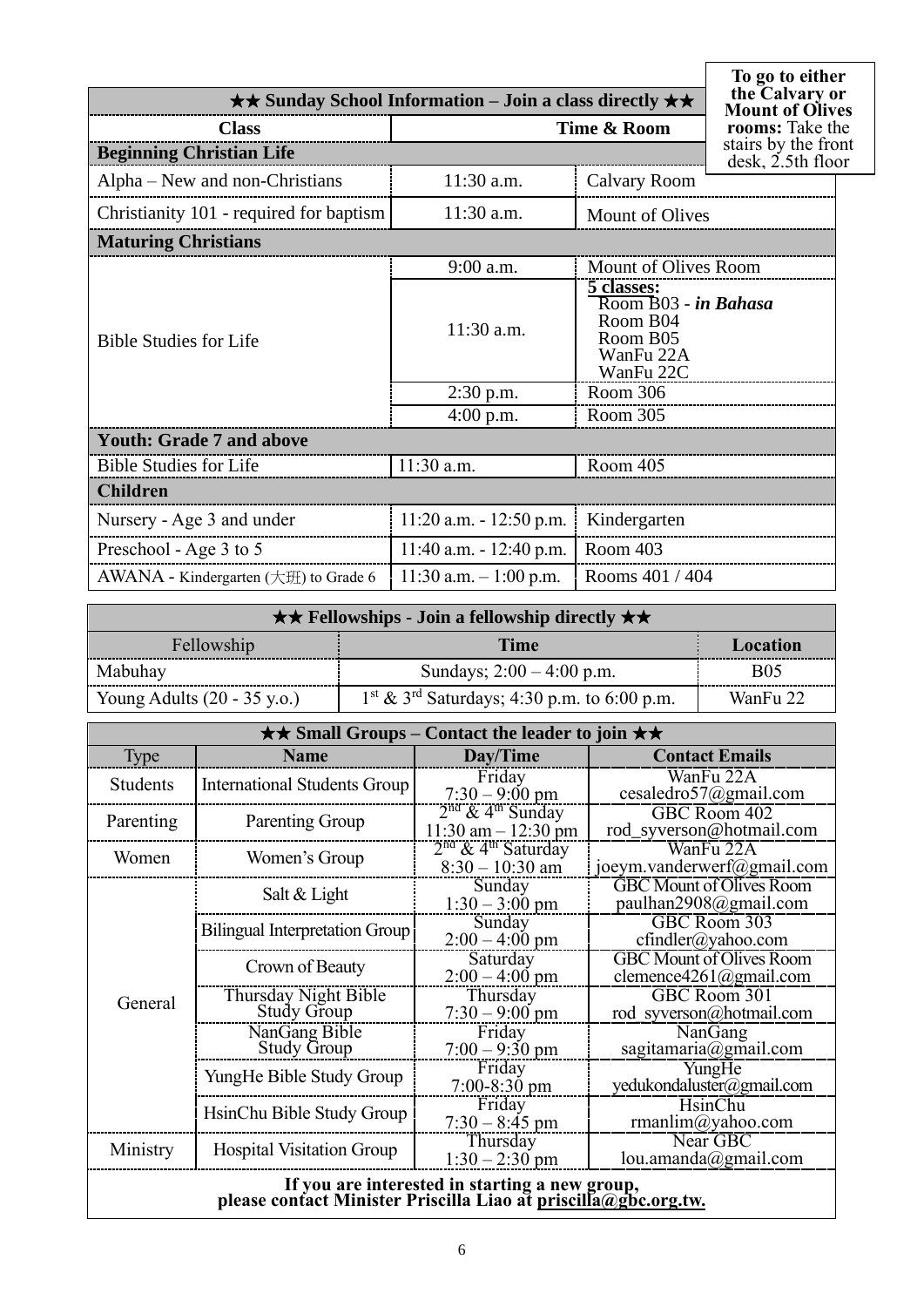**To go to either the Calvary or Mount of Olives rooms:** Take the stairs by the front desk, 2.5th floor

| ★★ Sunday School Information – Join a class directly ★★ | | |
|---|---|---|
| **Class** | **Time & Room** | |
| **Beginning Christian Life** | | |
| Alpha – New and non-Christians | 11:30 a.m. | Calvary Room |
| Christianity 101 - required for baptism | 11:30 a.m. | Mount of Olives |
| **Maturing Christians** | | |
| Bible Studies for Life | 9:00 a.m. | Mount of Olives Room |
| | 11:30 a.m. | **5 classes:** Room B03 - ***in Bahasa*** Room B04 Room B05 WanFu 22A WanFu 22C |
| | 2:30 p.m. | Room 306 |
| | 4:00 p.m. | Room 305 |
| **Youth: Grade 7 and above** | | |
| Bible Studies for Life | 11:30 a.m. | Room 405 |
| **Children** | | |
| Nursery - Age 3 and under | 11:20 a.m. - 12:50 p.m. | Kindergarten |
| Preschool - Age 3 to 5 | 11:40 a.m. - 12:40 p.m. | Room 403 |
| AWANA - Kindergarten (大班) to Grade 6 | 11:30 a.m. – 1:00 p.m. | Rooms 401 / 404 |

| ★★ Fellowships - Join a fellowship directly ★★ | | |
|---|---|---|
| Fellowship | **Time** | **Location** |
| Mabuhay | Sundays; 2:00 – 4:00 p.m. | B05 |
| Young Adults (20 - 35 y.o.) | 1st & 3rd Saturdays; 4:30 p.m. to 6:00 p.m. | WanFu 22 |

| ★★ Small Groups – Contact the leader to join ★★ | | | |
|---|---|---|---|
| Type | **Name** | **Day/Time** | **Contact Emails** |
| Students | International Students Group | Friday 7:30 – 9:00 pm | WanFu 22A cesaledro57@gmail.com |
| Parenting | Parenting Group | 2nd & 4th Sunday 11:30 am – 12:30 pm | GBC Room 402 rod_syverson@hotmail.com |
| Women | Women's Group | 2nd & 4th Saturday 8:30 – 10:30 am | WanFu 22A joeym.vanderwerf@gmail.com |
| General | Salt & Light | Sunday 1:30 – 3:00 pm | GBC Mount of Olives Room paulhan2908@gmail.com |
| | Bilingual Interpretation Group | Sunday 2:00 – 4:00 pm | GBC Room 303 cfindler@yahoo.com |
| | Crown of Beauty | Saturday 2:00 – 4:00 pm | GBC Mount of Olives Room clemence4261@gmail.com |
| | Thursday Night Bible Study Group | Thursday 7:30 – 9:00 pm | GBC Room 301 rod_syverson@hotmail.com |
| | NanGang Bible Study Group | Friday 7:00 – 9:30 pm | NanGang sagitamaria@gmail.com |
| | YungHe Bible Study Group | Friday 7:00-8:30 pm | YungHe yedukondaluster@gmail.com |
| | HsinChu Bible Study Group | Friday 7:30 – 8:45 pm | HsinChu rmanlim@yahoo.com |
| Ministry | Hospital Visitation Group | Thursday 1:30 – 2:30 pm | Near GBC lou.amanda@gmail.com |

**If you are interested in starting a new group, please contact Minister Priscilla Liao at priscilla@gbc.org.tw.**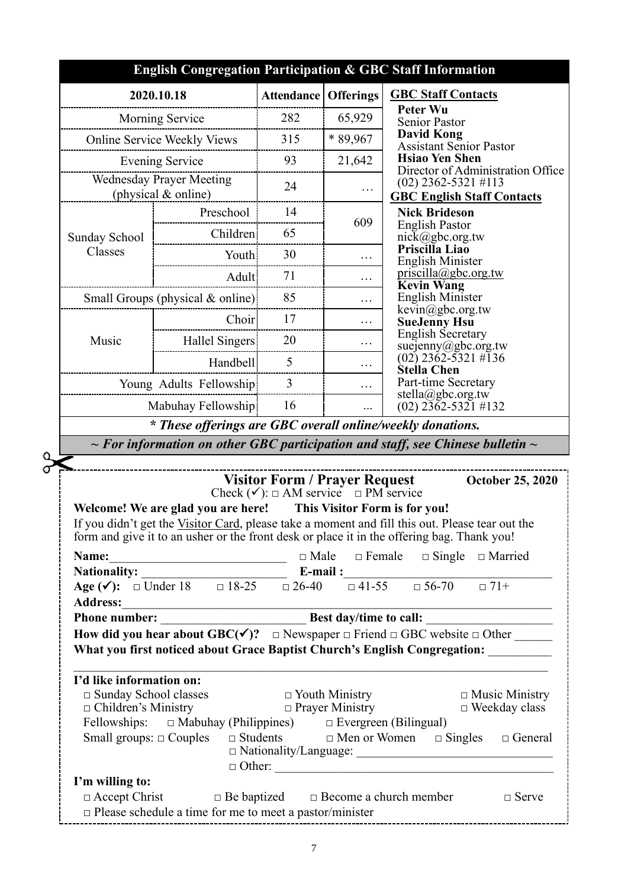## English Congregation Participation & GBC Staff Information

| 2020.10.18 | | Attendance | Offerings |
|---|---|---|---|
| Morning Service | | 282 | 65,929 |
| Online Service Weekly Views | | 315 | * 89,967 |
| Evening Service | | 93 | 21,642 |
| Wednesday Prayer Meeting (physical & online) | | 24 | … |
| Sunday School Classes | Preschool | 14 | 609 |
| | Children | 65 | |
| | Youth | 30 | … |
| | Adult | 71 | … |
| Small Groups (physical & online) | | 85 | … |
| Music | Choir | 17 | … |
| | Hallel Singers | 20 | … |
| | Handbell | 5 | … |
| Young Adults Fellowship | | 3 | … |
| Mabuhay Fellowship | | 16 | ... |

**GBC Staff Contacts**

**Peter Wu**
Senior Pastor

**David Kong**
Assistant Senior Pastor

**Hsiao Yen Shen**
Director of Administration Office
(02) 2362-5321 #113

**GBC English Staff Contacts**

**Nick Brideson**
English Pastor
nick@gbc.org.tw

**Priscilla Liao**
English Minister
priscilla@gbc.org.tw

**Kevin Wang**
English Minister
kevin@gbc.org.tw

**SueJenny Hsu**
English Secretary
suejenny@gbc.org.tw
(02) 2362-5321 #136

**Stella Chen**
Part-time Secretary
stella@gbc.org.tw
(02) 2362-5321 #132

***\* These offerings are GBC overall online/weekly donations.***

***~ For information on other GBC participation and staff, see Chinese bulletin ~***

---

## Visitor Form / Prayer Request

**October 25, 2020**

Check (✓): □ AM service □ PM service

**Welcome! We are glad you are here! This Visitor Form is for you!**

If you didn't get the Visitor Card, please take a moment and fill this out. Please tear out the form and give it to an usher or the front desk or place it in the offering bag. Thank you!

**Name:**_____________________________ □ Male □ Female □ Single □ Married

**Nationality:** _______________________ **E-mail :**_________________________________

**Age (✓):** □ Under 18 □ 18-25 □ 26-40 □ 41-55 □ 56-70 □ 71+

**Address:**_____________________________________________________________________

**Phone number:** ________________________ **Best day/time to call:** ____________________

**How did you hear about GBC(✓)?** □ Newspaper □ Friend □ GBC website □ Other ______

**What you first noticed about Grace Baptist Church's English Congregation:** __________

_____________________________________________________________________________

**I'd like information on:**

□ Sunday School classes □ Youth Ministry □ Music Ministry
□ Children's Ministry □ Prayer Ministry □ Weekday class

Fellowships: □ Mabuhay (Philippines) □ Evergreen (Bilingual)

Small groups: □ Couples □ Students □ Men or Women □ Singles □ General
□ Nationality/Language: ________________________________
□ Other: _____________________________________________

**I'm willing to:**

□ Accept Christ □ Be baptized □ Become a church member □ Serve

□ Please schedule a time for me to meet a pastor/minister